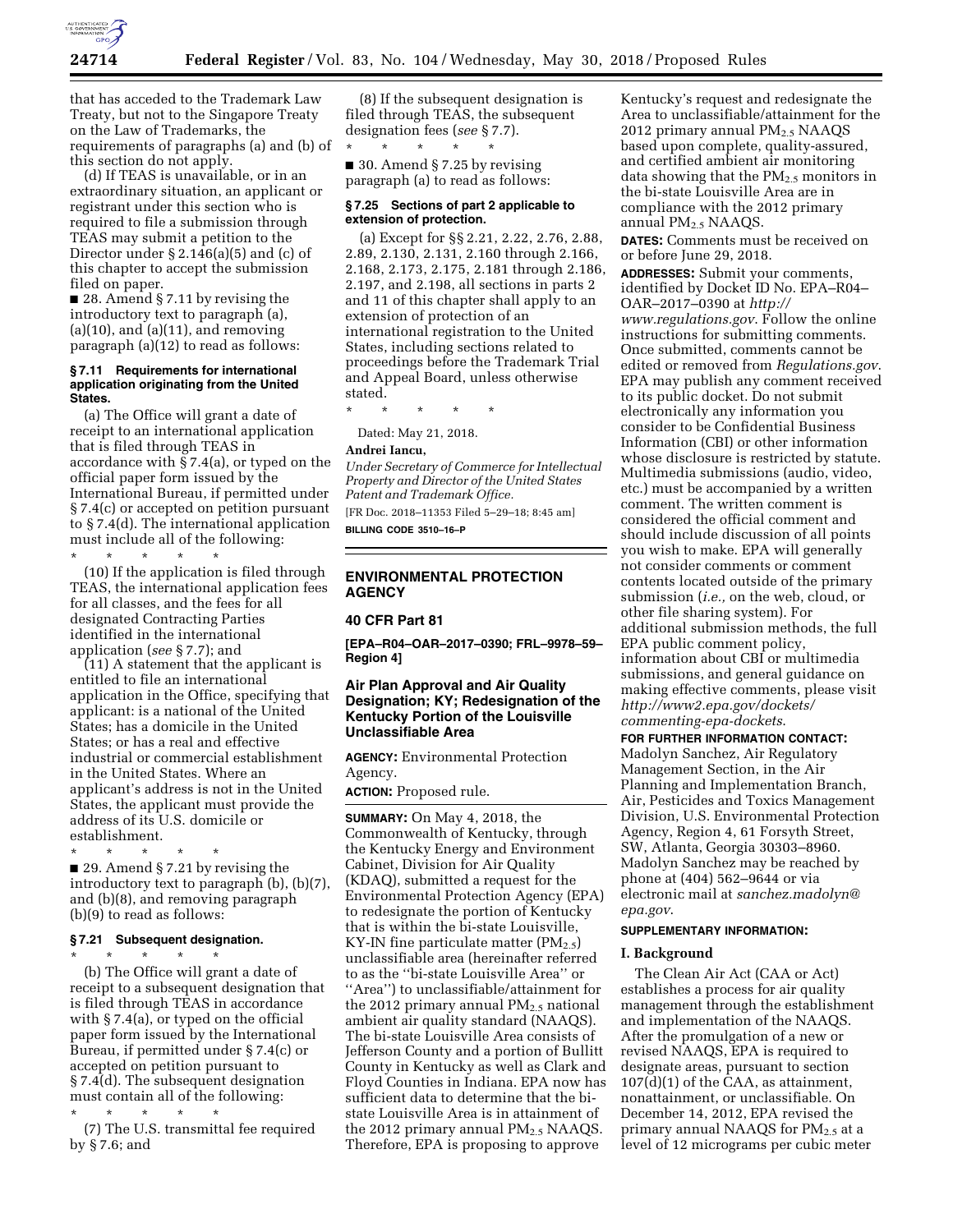that has acceded to the Trademark Law Treaty, but not to the Singapore Treaty on the Law of Trademarks, the requirements of paragraphs (a) and (b) of this section do not apply.

(d) If TEAS is unavailable, or in an extraordinary situation, an applicant or registrant under this section who is required to file a submission through TEAS may submit a petition to the Director under § 2.146(a)(5) and (c) of this chapter to accept the submission filed on paper.

■ 28. Amend § 7.11 by revising the introductory text to paragraph (a), (a)(10), and (a)(11), and removing paragraph (a)(12) to read as follows:

**§ 7.11 Requirements for international application originating from the United States.**

(a) The Office will grant a date of receipt to an international application that is filed through TEAS in accordance with § 7.4(a), or typed on the official paper form issued by the International Bureau, if permitted under § 7.4(c) or accepted on petition pursuant to § 7.4(d). The international application must include all of the following:

\* \* \* \* \*

(10) If the application is filed through TEAS, the international application fees for all classes, and the fees for all designated Contracting Parties identified in the international application (*see* § 7.7); and

(11) A statement that the applicant is entitled to file an international application in the Office, specifying that applicant: is a national of the United States; has a domicile in the United States; or has a real and effective industrial or commercial establishment in the United States. Where an applicant's address is not in the United States, the applicant must provide the address of its U.S. domicile or establishment.

\* \* \* \* \*

■ 29. Amend § 7.21 by revising the introductory text to paragraph (b), (b)(7), and (b)(8), and removing paragraph (b)(9) to read as follows:

**§ 7.21 Subsequent designation.**

\* \* \* \* \*

(b) The Office will grant a date of receipt to a subsequent designation that is filed through TEAS in accordance with § 7.4(a), or typed on the official paper form issued by the International Bureau, if permitted under § 7.4(c) or accepted on petition pursuant to § 7.4(d). The subsequent designation must contain all of the following:

\* \* \* \* \*

(7) The U.S. transmittal fee required by § 7.6; and

(8) If the subsequent designation is filed through TEAS, the subsequent designation fees (*see* § 7.7).

\* \* \* \* \*

■ 30. Amend § 7.25 by revising paragraph (a) to read as follows:

**§ 7.25 Sections of part 2 applicable to extension of protection.**

(a) Except for §§ 2.21, 2.22, 2.76, 2.88, 2.89, 2.130, 2.131, 2.160 through 2.166, 2.168, 2.173, 2.175, 2.181 through 2.186, 2.197, and 2.198, all sections in parts 2 and 11 of this chapter shall apply to an extension of protection of an international registration to the United States, including sections related to proceedings before the Trademark Trial and Appeal Board, unless otherwise stated.

\* \* \* \* \*

Dated: May 21, 2018.

**Andrei Iancu,**

*Under Secretary of Commerce for Intellectual Property and Director of the United States Patent and Trademark Office.*

[FR Doc. 2018–11353 Filed 5–29–18; 8:45 am]

**BILLING CODE 3510–16–P**

## ENVIRONMENTAL PROTECTION AGENCY

### 40 CFR Part 81

**[EPA–R04–OAR–2017–0390; FRL–9978–59–Region 4]**

### Air Plan Approval and Air Quality Designation; KY; Redesignation of the Kentucky Portion of the Louisville Unclassifiable Area

**AGENCY:** Environmental Protection Agency.

**ACTION:** Proposed rule.

**SUMMARY:** On May 4, 2018, the Commonwealth of Kentucky, through the Kentucky Energy and Environment Cabinet, Division for Air Quality (KDAQ), submitted a request for the Environmental Protection Agency (EPA) to redesignate the portion of Kentucky that is within the bi-state Louisville, KY-IN fine particulate matter ($PM_{2.5}$) unclassifiable area (hereinafter referred to as the ''bi-state Louisville Area'' or ''Area'') to unclassifiable/attainment for the 2012 primary annual $PM_{2.5}$ national ambient air quality standard (NAAQS). The bi-state Louisville Area consists of Jefferson County and a portion of Bullitt County in Kentucky as well as Clark and Floyd Counties in Indiana. EPA now has sufficient data to determine that the bi-state Louisville Area is in attainment of the 2012 primary annual $PM_{2.5}$ NAAQS. Therefore, EPA is proposing to approve Kentucky's request and redesignate the Area to unclassifiable/attainment for the 2012 primary annual $PM_{2.5}$ NAAQS based upon complete, quality-assured, and certified ambient air monitoring data showing that the $PM_{2.5}$ monitors in the bi-state Louisville Area are in compliance with the 2012 primary annual $PM_{2.5}$ NAAQS.

**DATES:** Comments must be received on or before June 29, 2018.

**ADDRESSES:** Submit your comments, identified by Docket ID No. EPA–R04–OAR–2017–0390 at *http://www.regulations.gov*. Follow the online instructions for submitting comments. Once submitted, comments cannot be edited or removed from *Regulations.gov*. EPA may publish any comment received to its public docket. Do not submit electronically any information you consider to be Confidential Business Information (CBI) or other information whose disclosure is restricted by statute. Multimedia submissions (audio, video, etc.) must be accompanied by a written comment. The written comment is considered the official comment and should include discussion of all points you wish to make. EPA will generally not consider comments or comment contents located outside of the primary submission (*i.e.,* on the web, cloud, or other file sharing system). For additional submission methods, the full EPA public comment policy, information about CBI or multimedia submissions, and general guidance on making effective comments, please visit *http://www2.epa.gov/dockets/commenting-epa-dockets*.

**FOR FURTHER INFORMATION CONTACT:** Madolyn Sanchez, Air Regulatory Management Section, in the Air Planning and Implementation Branch, Air, Pesticides and Toxics Management Division, U.S. Environmental Protection Agency, Region 4, 61 Forsyth Street, SW, Atlanta, Georgia 30303–8960. Madolyn Sanchez may be reached by phone at (404) 562–9644 or via electronic mail at *sanchez.madolyn@epa.gov*.

**SUPPLEMENTARY INFORMATION:**

**I. Background**

The Clean Air Act (CAA or Act) establishes a process for air quality management through the establishment and implementation of the NAAQS. After the promulgation of a new or revised NAAQS, EPA is required to designate areas, pursuant to section 107(d)(1) of the CAA, as attainment, nonattainment, or unclassifiable. On December 14, 2012, EPA revised the primary annual NAAQS for $PM_{2.5}$ at a level of 12 micrograms per cubic meter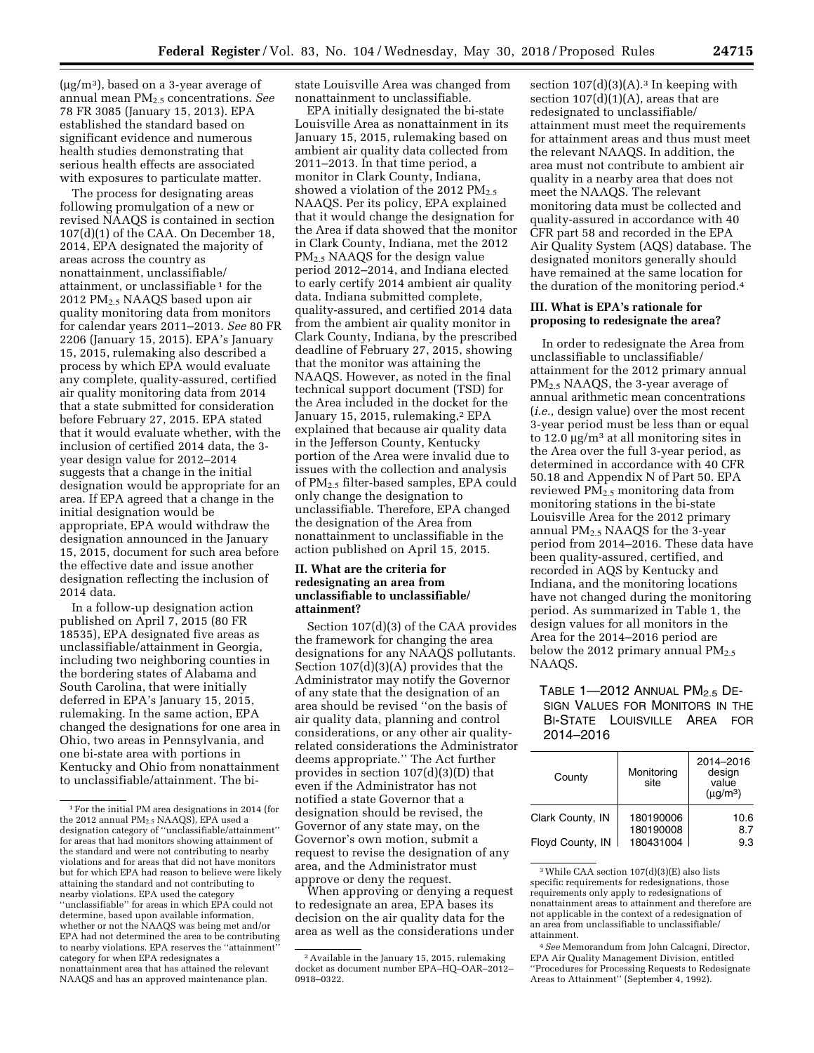(μg/m[3]), based on a 3-year average of annual mean $PM_{2.5}$ concentrations. *See* 78 FR 3085 (January 15, 2013). EPA established the standard based on significant evidence and numerous health studies demonstrating that serious health effects are associated with exposures to particulate matter.

The process for designating areas following promulgation of a new or revised NAAQS is contained in section 107(d)(1) of the CAA. On December 18, 2014, EPA designated the majority of areas across the country as nonattainment, unclassifiable/attainment, or unclassifiable [1] for the 2012 $PM_{2.5}$ NAAQS based upon air quality monitoring data from monitors for calendar years 2011–2013. *See* 80 FR 2206 (January 15, 2015). EPA's January 15, 2015, rulemaking also described a process by which EPA would evaluate any complete, quality-assured, certified air quality monitoring data from 2014 that a state submitted for consideration before February 27, 2015. EPA stated that it would evaluate whether, with the inclusion of certified 2014 data, the 3-year design value for 2012–2014 suggests that a change in the initial designation would be appropriate for an area. If EPA agreed that a change in the initial designation would be appropriate, EPA would withdraw the designation announced in the January 15, 2015, document for such area before the effective date and issue another designation reflecting the inclusion of 2014 data.

In a follow-up designation action published on April 7, 2015 (80 FR 18535), EPA designated five areas as unclassifiable/attainment in Georgia, including two neighboring counties in the bordering states of Alabama and South Carolina, that were initially deferred in EPA's January 15, 2015, rulemaking. In the same action, EPA changed the designations for one area in Ohio, two areas in Pennsylvania, and one bi-state area with portions in Kentucky and Ohio from nonattainment to unclassifiable/attainment. The bi-state Louisville Area was changed from nonattainment to unclassifiable.

EPA initially designated the bi-state Louisville Area as nonattainment in its January 15, 2015, rulemaking based on ambient air quality data collected from 2011–2013. In that time period, a monitor in Clark County, Indiana, showed a violation of the 2012 $PM_{2.5}$ NAAQS. Per its policy, EPA explained that it would change the designation for the Area if data showed that the monitor in Clark County, Indiana, met the 2012 $PM_{2.5}$ NAAQS for the design value period 2012–2014, and Indiana elected to early certify 2014 ambient air quality data. Indiana submitted complete, quality-assured, and certified 2014 data from the ambient air quality monitor in Clark County, Indiana, by the prescribed deadline of February 27, 2015, showing that the monitor was attaining the NAAQS. However, as noted in the final technical support document (TSD) for the Area included in the docket for the January 15, 2015, rulemaking,[2] EPA explained that because air quality data in the Jefferson County, Kentucky portion of the Area were invalid due to issues with the collection and analysis of $PM_{2.5}$ filter-based samples, EPA could only change the designation to unclassifiable. Therefore, EPA changed the designation of the Area from nonattainment to unclassifiable in the action published on April 15, 2015.

## II. What are the criteria for redesignating an area from unclassifiable to unclassifiable/attainment?

Section 107(d)(3) of the CAA provides the framework for changing the area designations for any NAAQS pollutants. Section 107(d)(3)(A) provides that the Administrator may notify the Governor of any state that the designation of an area should be revised ''on the basis of air quality data, planning and control considerations, or any other air quality-related considerations the Administrator deems appropriate.'' The Act further provides in section 107(d)(3)(D) that even if the Administrator has not notified a state Governor that a designation should be revised, the Governor of any state may, on the Governor's own motion, submit a request to revise the designation of any area, and the Administrator must approve or deny the request.

When approving or denying a request to redesignate an area, EPA bases its decision on the air quality data for the area as well as the considerations under section 107(d)(3)(A).[3] In keeping with section 107(d)(1)(A), areas that are redesignated to unclassifiable/attainment must meet the requirements for attainment areas and thus must meet the relevant NAAQS. In addition, the area must not contribute to ambient air quality in a nearby area that does not meet the NAAQS. The relevant monitoring data must be collected and quality-assured in accordance with 40 CFR part 58 and recorded in the EPA Air Quality System (AQS) database. The designated monitors generally should have remained at the same location for the duration of the monitoring period.[4]

## III. What is EPA's rationale for proposing to redesignate the area?

In order to redesignate the Area from unclassifiable to unclassifiable/attainment for the 2012 primary annual $PM_{2.5}$ NAAQS, the 3-year average of annual arithmetic mean concentrations (*i.e.,* design value) over the most recent 3-year period must be less than or equal to 12.0 μg/m[3] at all monitoring sites in the Area over the full 3-year period, as determined in accordance with 40 CFR 50.18 and Appendix N of Part 50. EPA reviewed $PM_{2.5}$ monitoring data from monitoring stations in the bi-state Louisville Area for the 2012 primary annual $PM_{2.5}$ NAAQS for the 3-year period from 2014–2016. These data have been quality-assured, certified, and recorded in AQS by Kentucky and Indiana, and the monitoring locations have not changed during the monitoring period. As summarized in Table 1, the design values for all monitors in the Area for the 2014–2016 period are below the 2012 primary annual $PM_{2.5}$ NAAQS.

TABLE 1—2012 ANNUAL $PM_{2.5}$ DESIGN VALUES FOR MONITORS IN THE BI-STATE LOUISVILLE AREA FOR 2014–2016

| County | Monitoring site | 2014–2016 design value (μg/m[3]) |
|---|---|---|
| Clark County, IN | 180190006 | 10.6 |
| | 180190008 | 8.7 |
| Floyd County, IN | 180431004 | 9.3 |

[1] For the initial PM area designations in 2014 (for the 2012 annual $PM_{2.5}$ NAAQS), EPA used a designation category of ''unclassifiable/attainment'' for areas that had monitors showing attainment of the standard and were not contributing to nearby violations and for areas that did not have monitors but for which EPA had reason to believe were likely attaining the standard and not contributing to nearby violations. EPA used the category ''unclassifiable'' for areas in which EPA could not determine, based upon available information, whether or not the NAAQS was being met and/or EPA had not determined the area to be contributing to nearby violations. EPA reserves the ''attainment'' category for when EPA redesignates a nonattainment area that has attained the relevant NAAQS and has an approved maintenance plan.

[2] Available in the January 15, 2015, rulemaking docket as document number EPA–HQ–OAR–2012–0918–0322.

[3] While CAA section 107(d)(3)(E) also lists specific requirements for redesignations, those requirements only apply to redesignations of nonattainment areas to attainment and therefore are not applicable in the context of a redesignation of an area from unclassifiable to unclassifiable/attainment.

[4] *See* Memorandum from John Calcagni, Director, EPA Air Quality Management Division, entitled ''Procedures for Processing Requests to Redesignate Areas to Attainment'' (September 4, 1992).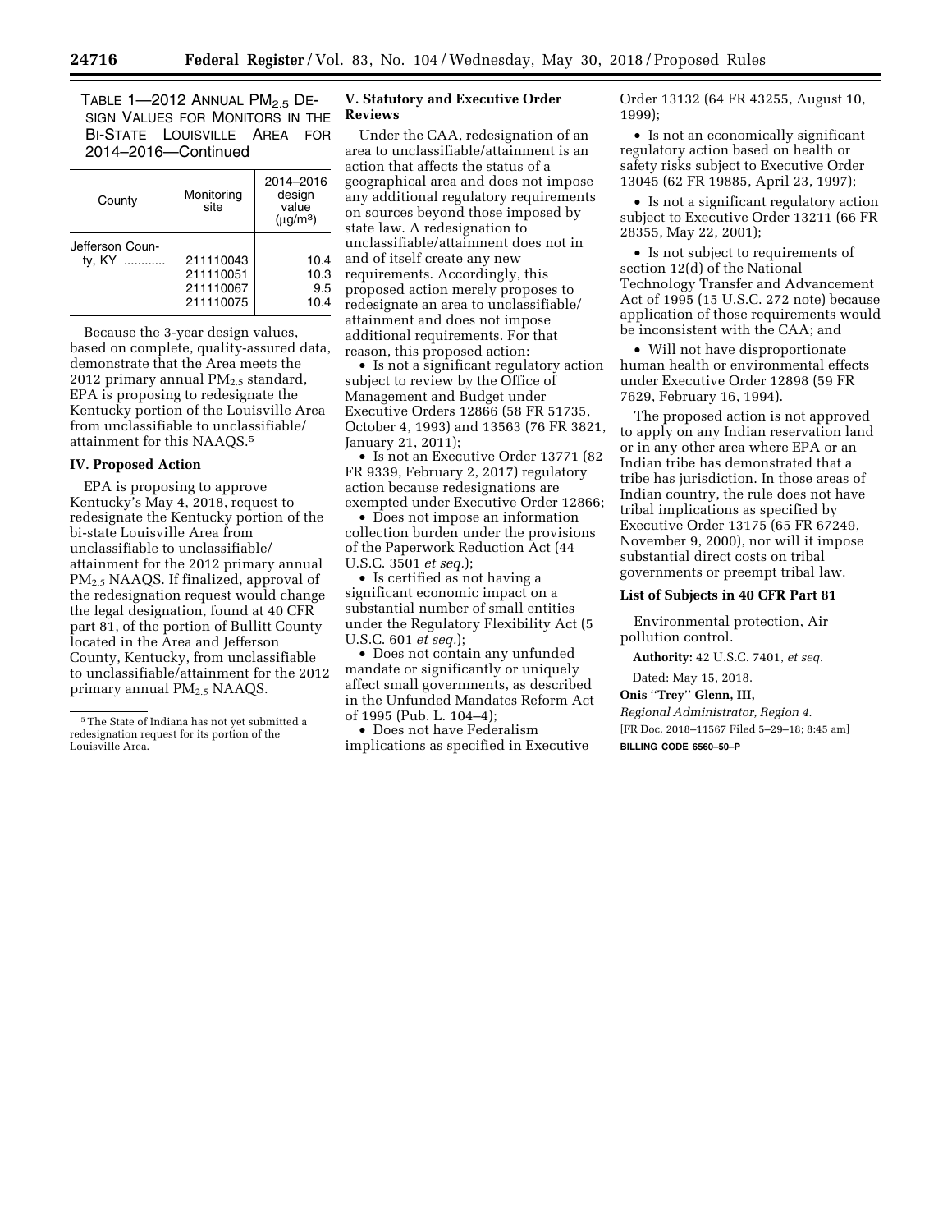TABLE 1—2012 ANNUAL $PM_{2.5}$ DESIGN VALUES FOR MONITORS IN THE BI-STATE LOUISVILLE AREA FOR 2014–2016—Continued

| County | Monitoring site | 2014–2016 design value (μg/m³) |
|---|---|---|
| Jefferson County, KY ............ | 211110043 | 10.4 |
| | 211110051 | 10.3 |
| | 211110067 | 9.5 |
| | 211110075 | 10.4 |

Because the 3-year design values, based on complete, quality-assured data, demonstrate that the Area meets the 2012 primary annual $PM_{2.5}$ standard, EPA is proposing to redesignate the Kentucky portion of the Louisville Area from unclassifiable to unclassifiable/attainment for this NAAQS.[5]

## IV. Proposed Action

EPA is proposing to approve Kentucky's May 4, 2018, request to redesignate the Kentucky portion of the bi-state Louisville Area from unclassifiable to unclassifiable/attainment for the 2012 primary annual $PM_{2.5}$ NAAQS. If finalized, approval of the redesignation request would change the legal designation, found at 40 CFR part 81, of the portion of Bullitt County located in the Area and Jefferson County, Kentucky, from unclassifiable to unclassifiable/attainment for the 2012 primary annual $PM_{2.5}$ NAAQS.

[5] The State of Indiana has not yet submitted a redesignation request for its portion of the Louisville Area.

## V. Statutory and Executive Order Reviews

Under the CAA, redesignation of an area to unclassifiable/attainment is an action that affects the status of a geographical area and does not impose any additional regulatory requirements on sources beyond those imposed by state law. A redesignation to unclassifiable/attainment does not in and of itself create any new requirements. Accordingly, this proposed action merely proposes to redesignate an area to unclassifiable/attainment and does not impose additional requirements. For that reason, this proposed action:

- Is not a significant regulatory action subject to review by the Office of Management and Budget under Executive Orders 12866 (58 FR 51735, October 4, 1993) and 13563 (76 FR 3821, January 21, 2011);
- Is not an Executive Order 13771 (82 FR 9339, February 2, 2017) regulatory action because redesignations are exempted under Executive Order 12866;
- Does not impose an information collection burden under the provisions of the Paperwork Reduction Act (44 U.S.C. 3501 *et seq.*);
- Is certified as not having a significant economic impact on a substantial number of small entities under the Regulatory Flexibility Act (5 U.S.C. 601 *et seq.*);
- Does not contain any unfunded mandate or significantly or uniquely affect small governments, as described in the Unfunded Mandates Reform Act of 1995 (Pub. L. 104–4);
- Does not have Federalism implications as specified in Executive Order 13132 (64 FR 43255, August 10, 1999);
- Is not an economically significant regulatory action based on health or safety risks subject to Executive Order 13045 (62 FR 19885, April 23, 1997);
- Is not a significant regulatory action subject to Executive Order 13211 (66 FR 28355, May 22, 2001);
- Is not subject to requirements of section 12(d) of the National Technology Transfer and Advancement Act of 1995 (15 U.S.C. 272 note) because application of those requirements would be inconsistent with the CAA; and
- Will not have disproportionate human health or environmental effects under Executive Order 12898 (59 FR 7629, February 16, 1994).

The proposed action is not approved to apply on any Indian reservation land or in any other area where EPA or an Indian tribe has demonstrated that a tribe has jurisdiction. In those areas of Indian country, the rule does not have tribal implications as specified by Executive Order 13175 (65 FR 67249, November 9, 2000), nor will it impose substantial direct costs on tribal governments or preempt tribal law.

## List of Subjects in 40 CFR Part 81

Environmental protection, Air pollution control.

**Authority:** 42 U.S.C. 7401, *et seq.*

Dated: May 15, 2018.

**Onis "Trey" Glenn, III,**

*Regional Administrator, Region 4.*

[FR Doc. 2018–11567 Filed 5–29–18; 8:45 am]

**BILLING CODE 6560–50–P**